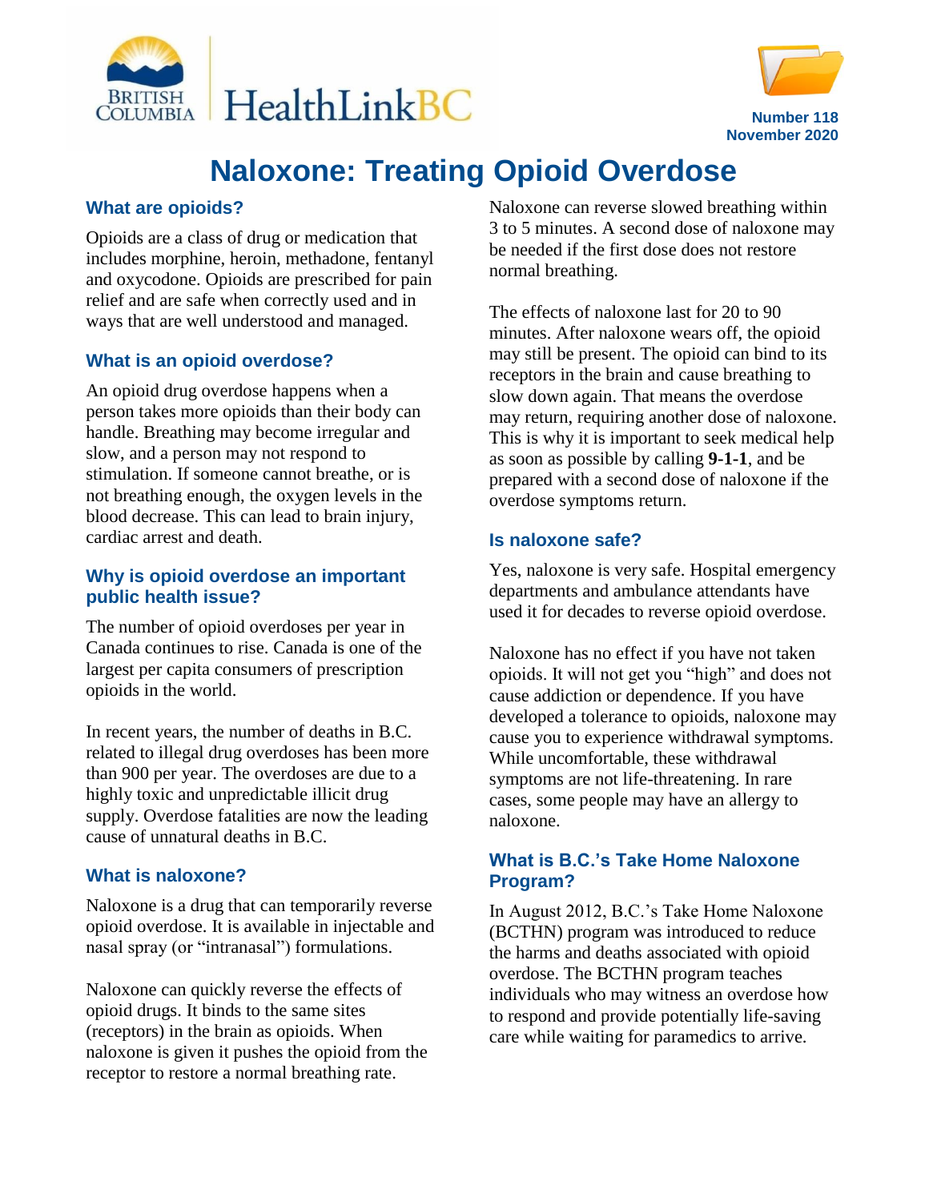Number 118
November 2020

# Naloxone: Treating Opioid Overdose

## What are opioids?

Opioids are a class of drug or medication that includes morphine, heroin, methadone, fentanyl and oxycodone. Opioids are prescribed for pain relief and are safe when correctly used and in ways that are well understood and managed.

## What is an opioid overdose?

An opioid drug overdose happens when a person takes more opioids than their body can handle. Breathing may become irregular and slow, and a person may not respond to stimulation. If someone cannot breathe, or is not breathing enough, the oxygen levels in the blood decrease. This can lead to brain injury, cardiac arrest and death.

## Why is opioid overdose an important public health issue?

The number of opioid overdoses per year in Canada continues to rise. Canada is one of the largest per capita consumers of prescription opioids in the world.

In recent years, the number of deaths in B.C. related to illegal drug overdoses has been more than 900 per year. The overdoses are due to a highly toxic and unpredictable illicit drug supply. Overdose fatalities are now the leading cause of unnatural deaths in B.C.

## What is naloxone?

Naloxone is a drug that can temporarily reverse opioid overdose. It is available in injectable and nasal spray (or "intranasal") formulations.

Naloxone can quickly reverse the effects of opioid drugs. It binds to the same sites (receptors) in the brain as opioids. When naloxone is given it pushes the opioid from the receptor to restore a normal breathing rate.

Naloxone can reverse slowed breathing within 3 to 5 minutes. A second dose of naloxone may be needed if the first dose does not restore normal breathing.

The effects of naloxone last for 20 to 90 minutes. After naloxone wears off, the opioid may still be present. The opioid can bind to its receptors in the brain and cause breathing to slow down again. That means the overdose may return, requiring another dose of naloxone. This is why it is important to seek medical help as soon as possible by calling **9-1-1**, and be prepared with a second dose of naloxone if the overdose symptoms return.

## Is naloxone safe?

Yes, naloxone is very safe. Hospital emergency departments and ambulance attendants have used it for decades to reverse opioid overdose.

Naloxone has no effect if you have not taken opioids. It will not get you "high" and does not cause addiction or dependence. If you have developed a tolerance to opioids, naloxone may cause you to experience withdrawal symptoms. While uncomfortable, these withdrawal symptoms are not life-threatening. In rare cases, some people may have an allergy to naloxone.

## What is B.C.'s Take Home Naloxone Program?

In August 2012, B.C.'s Take Home Naloxone (BCTHN) program was introduced to reduce the harms and deaths associated with opioid overdose. The BCTHN program teaches individuals who may witness an overdose how to respond and provide potentially life-saving care while waiting for paramedics to arrive.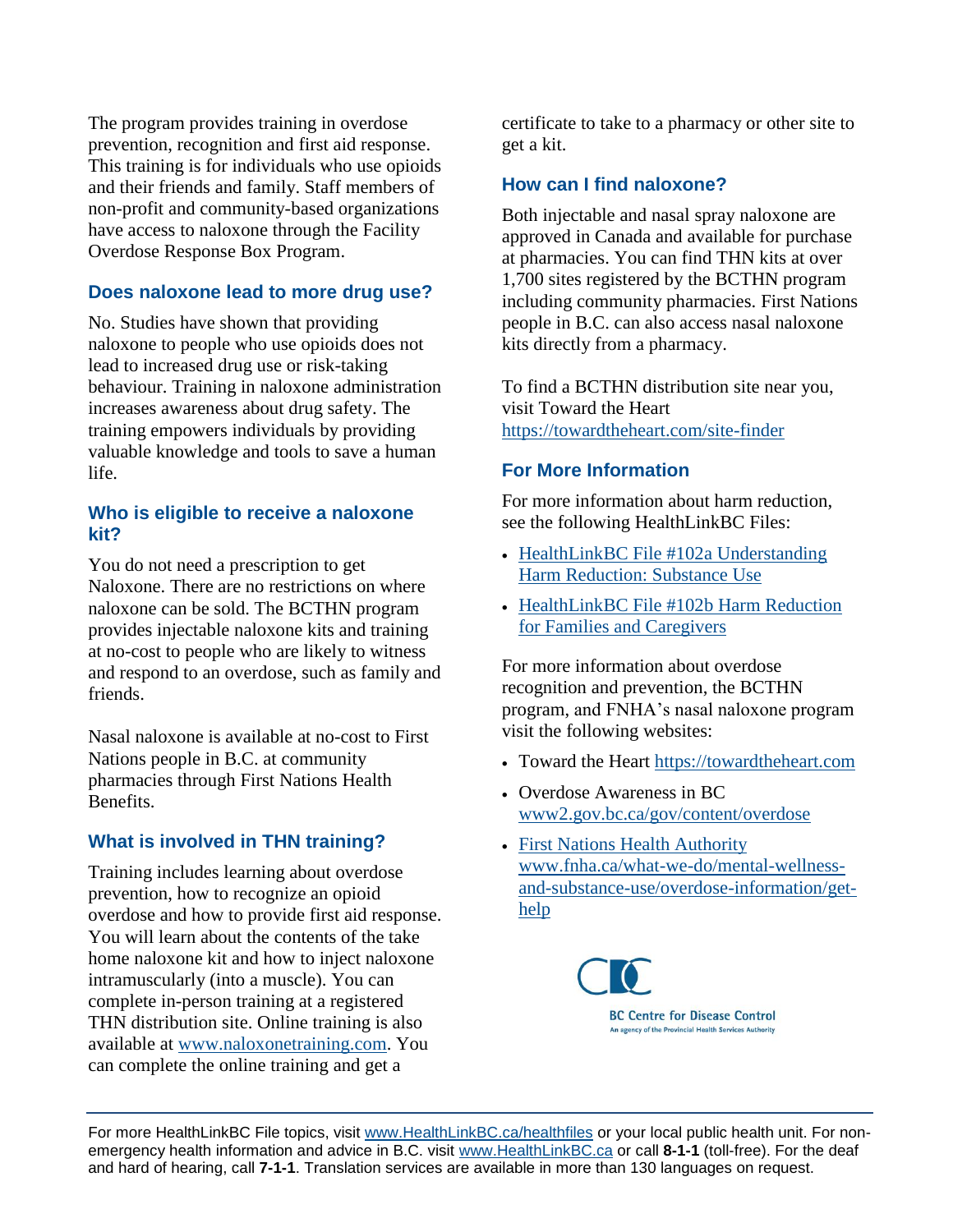The program provides training in overdose prevention, recognition and first aid response. This training is for individuals who use opioids and their friends and family. Staff members of non-profit and community-based organizations have access to naloxone through the Facility Overdose Response Box Program.

### Does naloxone lead to more drug use?

No. Studies have shown that providing naloxone to people who use opioids does not lead to increased drug use or risk-taking behaviour. Training in naloxone administration increases awareness about drug safety. The training empowers individuals by providing valuable knowledge and tools to save a human life.

### Who is eligible to receive a naloxone kit?

You do not need a prescription to get Naloxone. There are no restrictions on where naloxone can be sold. The BCTHN program provides injectable naloxone kits and training at no-cost to people who are likely to witness and respond to an overdose, such as family and friends.

Nasal naloxone is available at no-cost to First Nations people in B.C. at community pharmacies through First Nations Health Benefits.

### What is involved in THN training?

Training includes learning about overdose prevention, how to recognize an opioid overdose and how to provide first aid response. You will learn about the contents of the take home naloxone kit and how to inject naloxone intramuscularly (into a muscle). You can complete in-person training at a registered THN distribution site. Online training is also available at [www.naloxonetraining.com](http://www.naloxonetraining.com). You can complete the online training and get a certificate to take to a pharmacy or other site to get a kit.

### How can I find naloxone?

Both injectable and nasal spray naloxone are approved in Canada and available for purchase at pharmacies. You can find THN kits at over 1,700 sites registered by the BCTHN program including community pharmacies. First Nations people in B.C. can also access nasal naloxone kits directly from a pharmacy.

To find a BCTHN distribution site near you, visit Toward the Heart [https://towardtheheart.com/site-finder](https://towardtheheart.com/site-finder)

### For More Information

For more information about harm reduction, see the following HealthLinkBC Files:

- HealthLinkBC File #102a Understanding Harm Reduction: Substance Use
- HealthLinkBC File #102b Harm Reduction for Families and Caregivers

For more information about overdose recognition and prevention, the BCTHN program, and FNHA's nasal naloxone program visit the following websites:

- Toward the Heart [https://towardtheheart.com](https://towardtheheart.com)
- Overdose Awareness in BC [www2.gov.bc.ca/gov/content/overdose](http://www2.gov.bc.ca/gov/content/overdose)
- First Nations Health Authority [www.fnha.ca/what-we-do/mental-wellness-and-substance-use/overdose-information/get-help](http://www.fnha.ca/what-we-do/mental-wellness-and-substance-use/overdose-information/get-help)

BC Centre for Disease Control
An agency of the Provincial Health Services Authority

For more HealthLinkBC File topics, visit [www.HealthLinkBC.ca/healthfiles](http://www.HealthLinkBC.ca/healthfiles) or your local public health unit. For non-emergency health information and advice in B.C. visit [www.HealthLinkBC.ca](http://www.HealthLinkBC.ca) or call **8-1-1** (toll-free). For the deaf and hard of hearing, call **7-1-1**. Translation services are available in more than 130 languages on request.